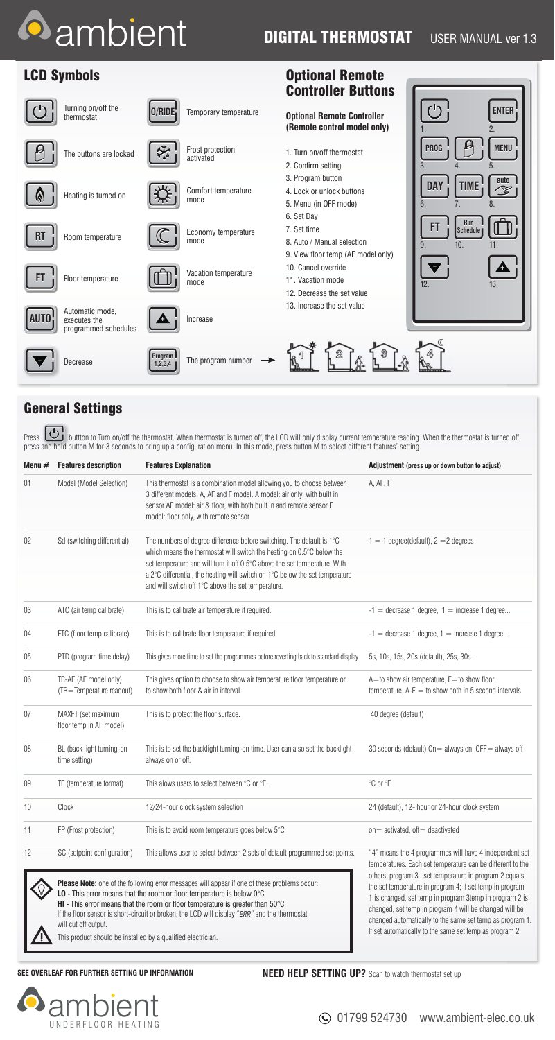# ambient

## DIGITAL THERMOSTAT USER MANUAL ver 1.3

## LCD Symbols

| Symbol | Description | Symbol | Description |
|---|---|---|---|
| ⏻ | Turning on/off the thermostat | O/RIDE | Temporary temperature |
| 🔒 | The buttons are locked | ❄ | Frost protection activated |
| 🔥 | Heating is turned on | ☀ | Comfort temperature mode |
| RT | Room temperature | ☾ | Economy temperature mode |
| FT | Floor temperature | 🧳 | Vacation temperature mode |
| AUTO | Automatic mode, executes the programmed schedules | + | Increase |
| ▼ | Decrease | Program 1,2,3,4 | The program number |

## Optional Remote Controller Buttons

**Optional Remote Controller (Remote control model only)**

1. Turn on/off thermostat
2. Confirm setting
3. Program button
4. Lock or unlock buttons
5. Menu (in OFF mode)
6. Set Day
7. Set time
8. Auto / Manual selection
9. View floor temp (AF model only)
10. Cancel override
11. Vacation mode
12. Decrease the set value
13. Increase the set value

## General Settings

Press ⏻ buttton to Turn on/off the thermostat. When thermostat is turned off, the LCD will only display current temperature reading. When the thermostat is turned off, press and hold button M for 3 seconds to bring up a configuration menu. In this mode, press button M to select different features' setting.

| Menu # | Features description | Features Explanation | Adjustment (press up or down button to adjust) |
|---|---|---|---|
| 01 | Model (Model Selection) | This thermostat is a combination model allowing you to choose between 3 different models. A, AF and F model. A model: air only, with built in sensor AF model: air & floor, with both built in and remote sensor F model: floor only, with remote sensor | A, AF, F |
| 02 | Sd (switching differential) | The numbers of degree difference before switching. The default is 1°C which means the thermostat will switch the heating on 0.5°C below the set temperature and will turn it off 0.5°C above the set temperature. With a 2°C differential, the heating will switch on 1°C below the set temperature and will switch off 1°C above the set temperature. | 1 = 1 degree(default), 2 = 2 degrees |
| 03 | ATC (air temp calibrate) | This is to calibrate air temperature if required. | -1 = decrease 1 degree, 1 = increase 1 degree... |
| 04 | FTC (floor temp calibrate) | This is to calibrate floor temperature if required. | -1 = decrease 1 degree, 1 = increase 1 degree... |
| 05 | PTD (program time delay) | This gives more time to set the programmes before reverting back to standard display | 5s, 10s, 15s, 20s (default), 25s, 30s. |
| 06 | TR-AF (AF model only) (TR=Temperature readout) | This gives option to choose to show air temperature,floor temperature or to show both floor & air in interval. | A=to show air temperature, F=to show floor temperature, A-F = to show both in 5 second intervals |
| 07 | MAXFT (set maximum floor temp in AF model) | This is to protect the floor surface. | 40 degree (default) |
| 08 | BL (back light turning-on time setting) | This is to set the backlight turning-on time. User can also set the backlight always on or off. | 30 seconds (default) On= always on, OFF= always off |
| 09 | TF (temperature format) | This allows users to select between °C or °F. | °C or °F. |
| 10 | Clock | 12/24-hour clock system selection | 24 (default), 12- hour or 24-hour clock system |
| 11 | FP (Frost protection) | This is to avoid room temperature goes below 5°C | on= activated, off= deactivated |
| 12 | SC (setpoint configuration) | This allows user to select between 2 sets of default programmed set points. | "4" means the 4 programmes will have 4 independent set temperatures. Each set temperature can be different to the others. program 3 ; set temperature in program 2 equals the set temperature in program 4; If set temp in program 1 is changed, set temp in program 3temp in program 2 is changed, set temp in program 4 will be changed will be changed automatically to the same set temp as program 1. If set automatically to the same set temp as program 2. |

**Please Note:** one of the following error messages will appear if one of these problems occur:
**LO -** This error means that the room or floor temperature is below 0°C
**HI -** This error means that the room or floor temperature is greater than 50°C
If the floor sensor is short-circuit or broken, the LCD will display "*ERR*" and the thermostat will cut off output.

This product should be installed by a qualified electrician.

**SEE OVERLEAF FOR FURTHER SETTING UP INFORMATION**

**NEED HELP SETTING UP?** Scan to watch thermostat set up

ambient UNDERFLOOR HEATING

01799 524730 www.ambient-elec.co.uk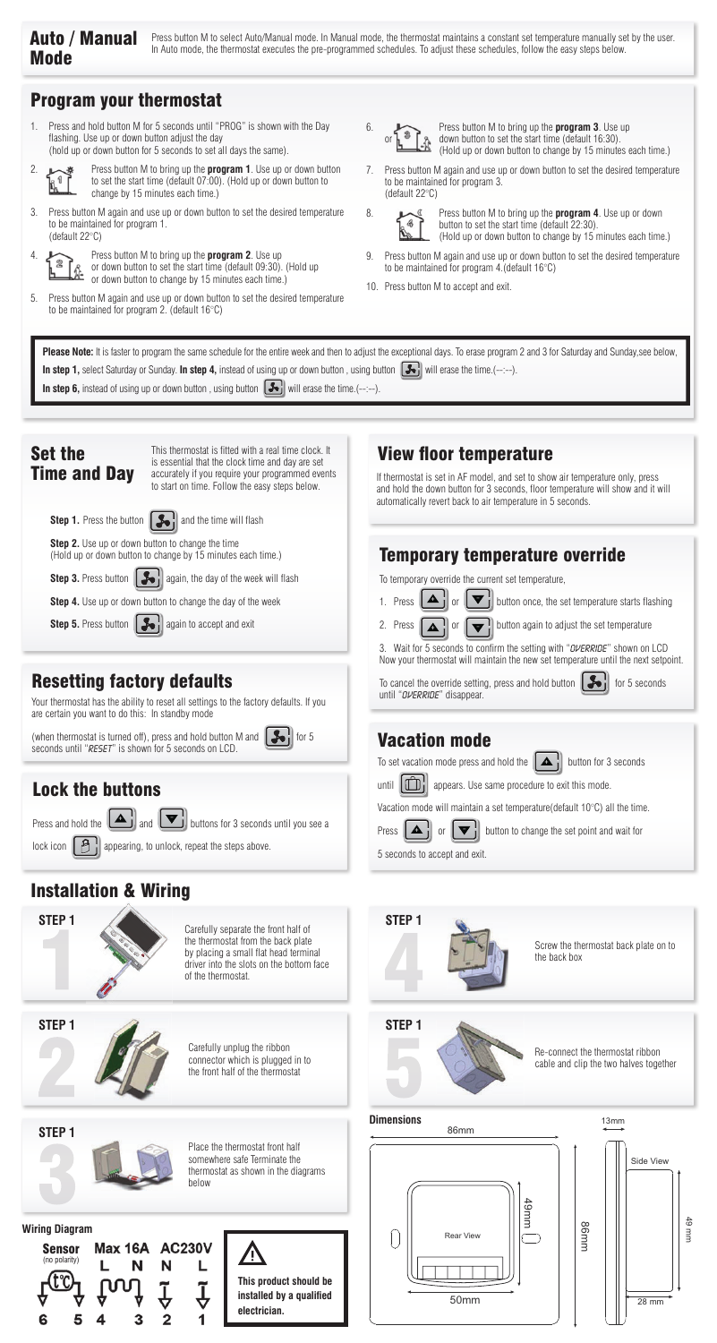## Auto / Manual Mode

Press button M to select Auto/Manual mode. In Manual mode, the thermostat maintains a constant set temperature manually set by the user. In Auto mode, the thermostat executes the pre-programmed schedules. To adjust these schedules, follow the easy steps below.

## Program your thermostat

1. Press and hold button M for 5 seconds until "PROG" is shown with the Day flashing. Use up or down button adjust the day (hold up or down button for 5 seconds to set all days the same).
2. Press button M to bring up the **program 1**. Use up or down button to set the start time (default 07:00). (Hold up or down button to change by 15 minutes each time.)
3. Press button M again and use up or down button to set the desired temperature to be maintained for program 1. (default 22°C)
4. Press button M to bring up the **program 2**. Use up or down button to set the start time (default 09:30). (Hold up or down button to change by 15 minutes each time.)
5. Press button M again and use up or down button to set the desired temperature to be maintained for program 2. (default 16°C)
6. Press button M to bring up the **program 3**. Use up or down button to set the start time (default 16:30). (Hold up or down button to change by 15 minutes each time.)
7. Press button M again and use up or down button to set the desired temperature to be maintained for program 3. (default 22°C)
8. Press button M to bring up the **program 4**. Use up or down button to set the start time (default 22:30). (Hold up or down button to change by 15 minutes each time.)
9. Press button M again and use up or down button to set the desired temperature to be maintained for program 4.(default 16°C)
10. Press button M to accept and exit.

**Please Note:** It is faster to program the same schedule for the entire week and then to adjust the exceptional days. To erase program 2 and 3 for Saturday and Sunday,see below,

**In step 1,** select Saturday or Sunday. **In step 4,** instead of using up or down button , using button will erase the time.(--:--).

**In step 6,** instead of using up or down button , using button will erase the time.(--:--).

## Set the Time and Day

This thermostat is fitted with a real time clock. It is essential that the clock time and day are set accurately if you require your programmed events to start on time. Follow the easy steps below.

**Step 1.** Press the button and the time will flash

**Step 2.** Use up or down button to change the time (Hold up or down button to change by 15 minutes each time.)

**Step 3.** Press button again, the day of the week will flash

**Step 4.** Use up or down button to change the day of the week

**Step 5.** Press button again to accept and exit

## Resetting factory defaults

Your thermostat has the ability to reset all settings to the factory defaults. If you are certain you want to do this: In standby mode

(when thermostat is turned off), press and hold button M and for 5 seconds until "*RESET*" is shown for 5 seconds on LCD.

## Lock the buttons

Press and hold the and buttons for 3 seconds until you see a lock icon appearing, to unlock, repeat the steps above.

## View floor temperature

If thermostat is set in AF model, and set to show air temperature only, press and hold the down button for 3 seconds, floor temperature will show and it will automatically revert back to air temperature in 5 seconds.

## Temporary temperature override

To temporary override the current set temperature,

1. Press or button once, the set temperature starts flashing
2. Press or button again to adjust the set temperature
3. Wait for 5 seconds to confirm the setting with "*OVERRIDE*" shown on LCD

Now your thermostat will maintain the new set temperature until the next setpoint.

To cancel the override setting, press and hold button for 5 seconds until "*OVERRIDE*" disappear.

## Vacation mode

To set vacation mode press and hold the button for 3 seconds until appears. Use same procedure to exit this mode.

Vacation mode will maintain a set temperature(default 10°C) all the time.

Press or button to change the set point and wait for 5 seconds to accept and exit.

## Installation & Wiring

**STEP 1**

Carefully separate the front half of the thermostat from the back plate by placing a small flat head terminal driver into the slots on the bottom face of the thermostat.

**STEP 2**

Carefully unplug the ribbon connector which is plugged in to the front half of the thermostat

**STEP 3**

Place the thermostat front half somewhere safe Terminate the thermostat as shown in the diagrams below

**STEP 4**

Screw the thermostat back plate on to the back box

**STEP 5**

Re-connect the thermostat ribbon cable and clip the two halves together

### Wiring Diagram

Sensor (no polarity) — Max 16A — AC230V

t°C L N N L

6 5 4 3 2 1

**This product should be installed by a qualified electrician.**

### Dimensions

86mm

49mm

Rear View

50mm

86mm

13mm

Side View

49 mm

28 mm